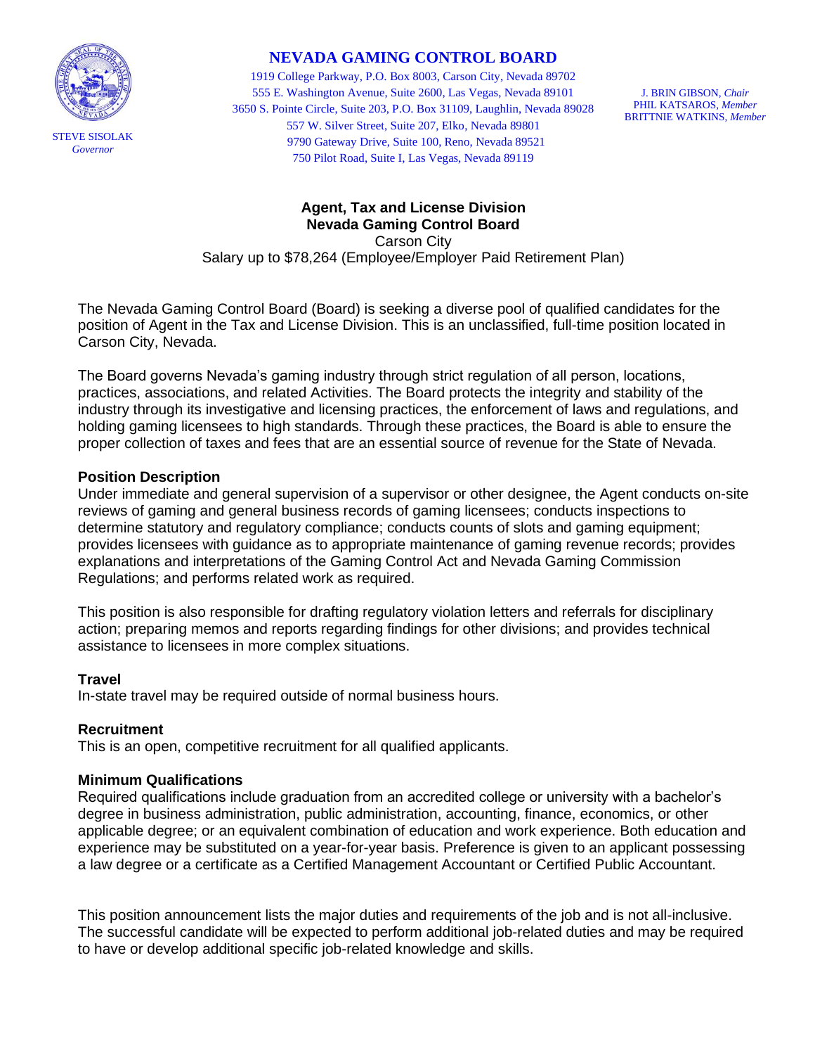# NEVADA GAMING CONTROL BOARD

1919 College Parkway, P.O. Box 8003, Carson City, Nevada 89702
555 E. Washington Avenue, Suite 2600, Las Vegas, Nevada 89101
3650 S. Pointe Circle, Suite 203, P.O. Box 31109, Laughlin, Nevada 89028
557 W. Silver Street, Suite 207, Elko, Nevada 89801
9790 Gateway Drive, Suite 100, Reno, Nevada 89521
750 Pilot Road, Suite I, Las Vegas, Nevada 89119

STEVE SISOLAK
*Governor*

J. BRIN GIBSON, *Chair*
PHIL KATSAROS, *Member*
BRITTNIE WATKINS, *Member*

## Agent, Tax and License Division
## Nevada Gaming Control Board

Carson City
Salary up to $78,264 (Employee/Employer Paid Retirement Plan)

The Nevada Gaming Control Board (Board) is seeking a diverse pool of qualified candidates for the position of Agent in the Tax and License Division. This is an unclassified, full-time position located in Carson City, Nevada.

The Board governs Nevada's gaming industry through strict regulation of all person, locations, practices, associations, and related Activities. The Board protects the integrity and stability of the industry through its investigative and licensing practices, the enforcement of laws and regulations, and holding gaming licensees to high standards. Through these practices, the Board is able to ensure the proper collection of taxes and fees that are an essential source of revenue for the State of Nevada.

### Position Description

Under immediate and general supervision of a supervisor or other designee, the Agent conducts on-site reviews of gaming and general business records of gaming licensees; conducts inspections to determine statutory and regulatory compliance; conducts counts of slots and gaming equipment; provides licensees with guidance as to appropriate maintenance of gaming revenue records; provides explanations and interpretations of the Gaming Control Act and Nevada Gaming Commission Regulations; and performs related work as required.

This position is also responsible for drafting regulatory violation letters and referrals for disciplinary action; preparing memos and reports regarding findings for other divisions; and provides technical assistance to licensees in more complex situations.

### Travel

In-state travel may be required outside of normal business hours.

### Recruitment

This is an open, competitive recruitment for all qualified applicants.

### Minimum Qualifications

Required qualifications include graduation from an accredited college or university with a bachelor's degree in business administration, public administration, accounting, finance, economics, or other applicable degree; or an equivalent combination of education and work experience. Both education and experience may be substituted on a year-for-year basis. Preference is given to an applicant possessing a law degree or a certificate as a Certified Management Accountant or Certified Public Accountant.

This position announcement lists the major duties and requirements of the job and is not all-inclusive. The successful candidate will be expected to perform additional job-related duties and may be required to have or develop additional specific job-related knowledge and skills.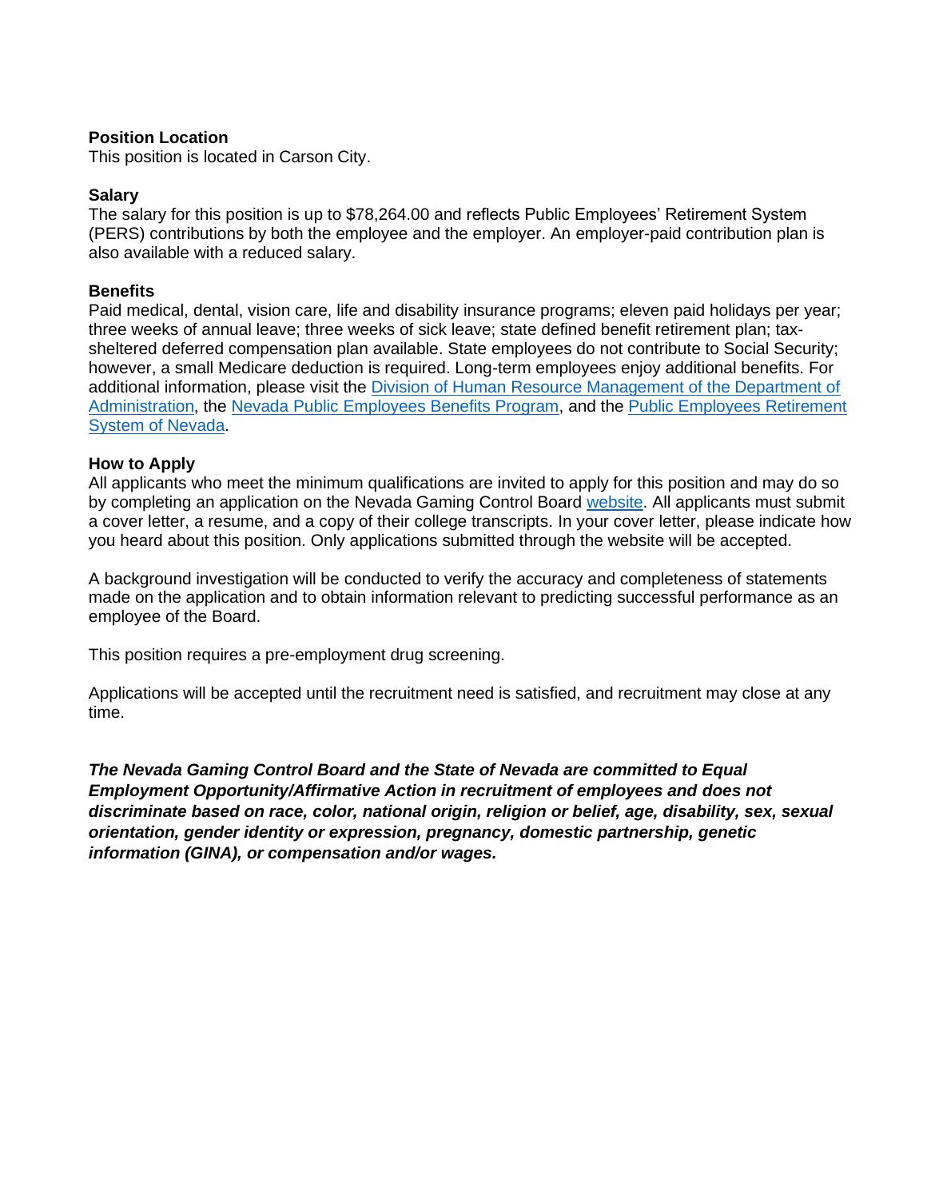**Position Location**
This position is located in Carson City.

**Salary**
The salary for this position is up to $78,264.00 and reflects Public Employees' Retirement System (PERS) contributions by both the employee and the employer. An employer-paid contribution plan is also available with a reduced salary.

**Benefits**
Paid medical, dental, vision care, life and disability insurance programs; eleven paid holidays per year; three weeks of annual leave; three weeks of sick leave; state defined benefit retirement plan; tax-sheltered deferred compensation plan available. State employees do not contribute to Social Security; however, a small Medicare deduction is required. Long-term employees enjoy additional benefits. For additional information, please visit the Division of Human Resource Management of the Department of Administration, the Nevada Public Employees Benefits Program, and the Public Employees Retirement System of Nevada.

**How to Apply**
All applicants who meet the minimum qualifications are invited to apply for this position and may do so by completing an application on the Nevada Gaming Control Board website. All applicants must submit a cover letter, a resume, and a copy of their college transcripts. In your cover letter, please indicate how you heard about this position. Only applications submitted through the website will be accepted.

A background investigation will be conducted to verify the accuracy and completeness of statements made on the application and to obtain information relevant to predicting successful performance as an employee of the Board.

This position requires a pre-employment drug screening.

Applications will be accepted until the recruitment need is satisfied, and recruitment may close at any time.

***The Nevada Gaming Control Board and the State of Nevada are committed to Equal Employment Opportunity/Affirmative Action in recruitment of employees and does not discriminate based on race, color, national origin, religion or belief, age, disability, sex, sexual orientation, gender identity or expression, pregnancy, domestic partnership, genetic information (GINA), or compensation and/or wages.***